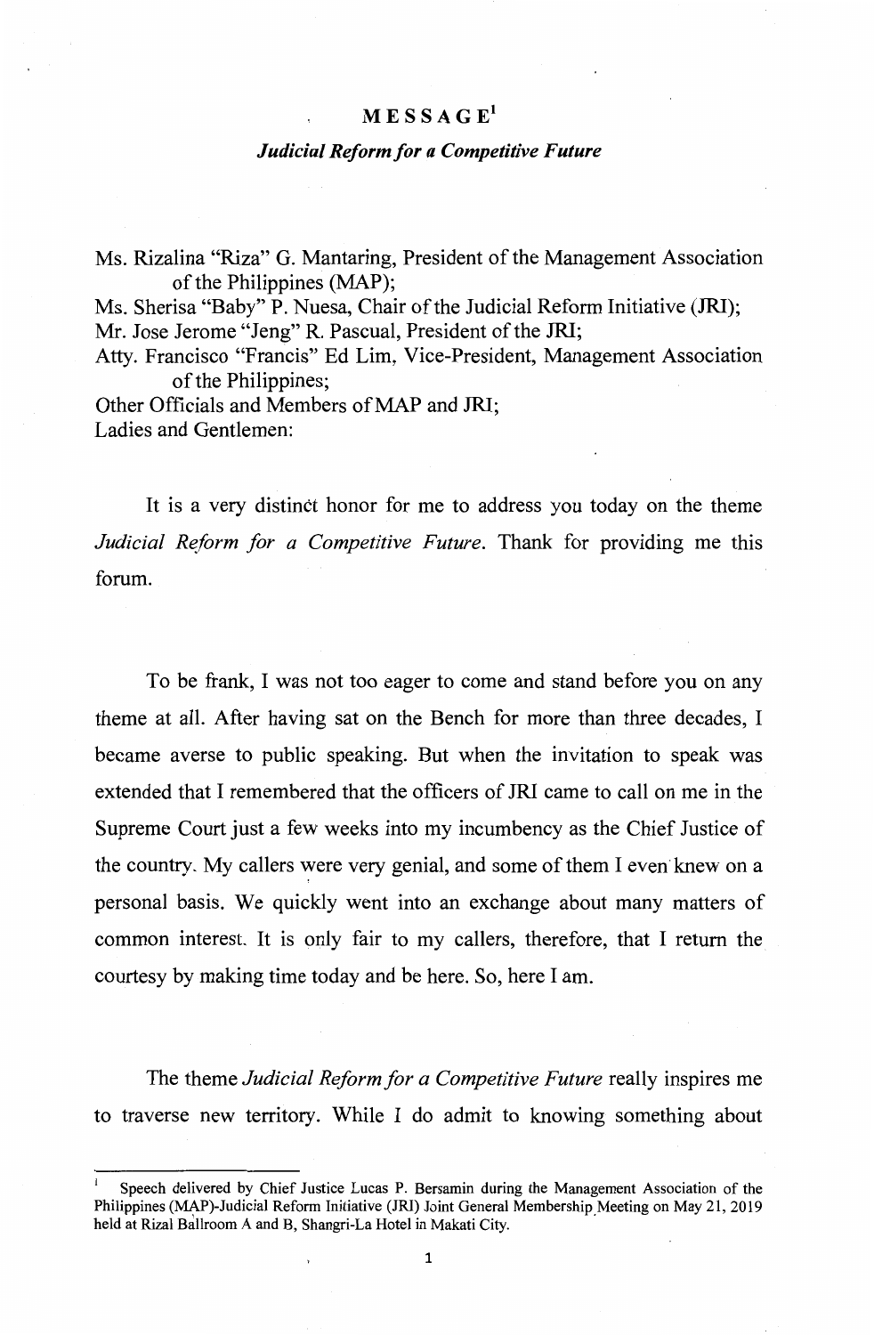# MESSAGE[1]

## *Judicial Reform for a Competitive Future*

Ms. Rizalina "Riza" G. Mantaring, President of the Management Association of the Philippines (MAP);
Ms. Sherisa "Baby" P. Nuesa, Chair of the Judicial Reform Initiative (JRI);
Mr. Jose Jerome "Jeng" R. Pascual, President of the JRI;
Atty. Francisco "Francis" Ed Lim, Vice-President, Management Association of the Philippines;
Other Officials and Members of MAP and JRI;
Ladies and Gentlemen:

It is a very distinct honor for me to address you today on the theme *Judicial Reform for a Competitive Future*. Thank for providing me this forum.

To be frank, I was not too eager to come and stand before you on any theme at all. After having sat on the Bench for more than three decades, I became averse to public speaking. But when the invitation to speak was extended that I remembered that the officers of JRI came to call on me in the Supreme Court just a few weeks into my incumbency as the Chief Justice of the country. My callers were very genial, and some of them I even knew on a personal basis. We quickly went into an exchange about many matters of common interest. It is only fair to my callers, therefore, that I return the courtesy by making time today and be here. So, here I am.

The theme *Judicial Reform for a Competitive Future* really inspires me to traverse new territory. While I do admit to knowing something about

---

[1] Speech delivered by Chief Justice Lucas P. Bersamin during the Management Association of the Philippines (MAP)-Judicial Reform Initiative (JRI) Joint General Membership Meeting on May 21, 2019 held at Rizal Ballroom A and B, Shangri-La Hotel in Makati City.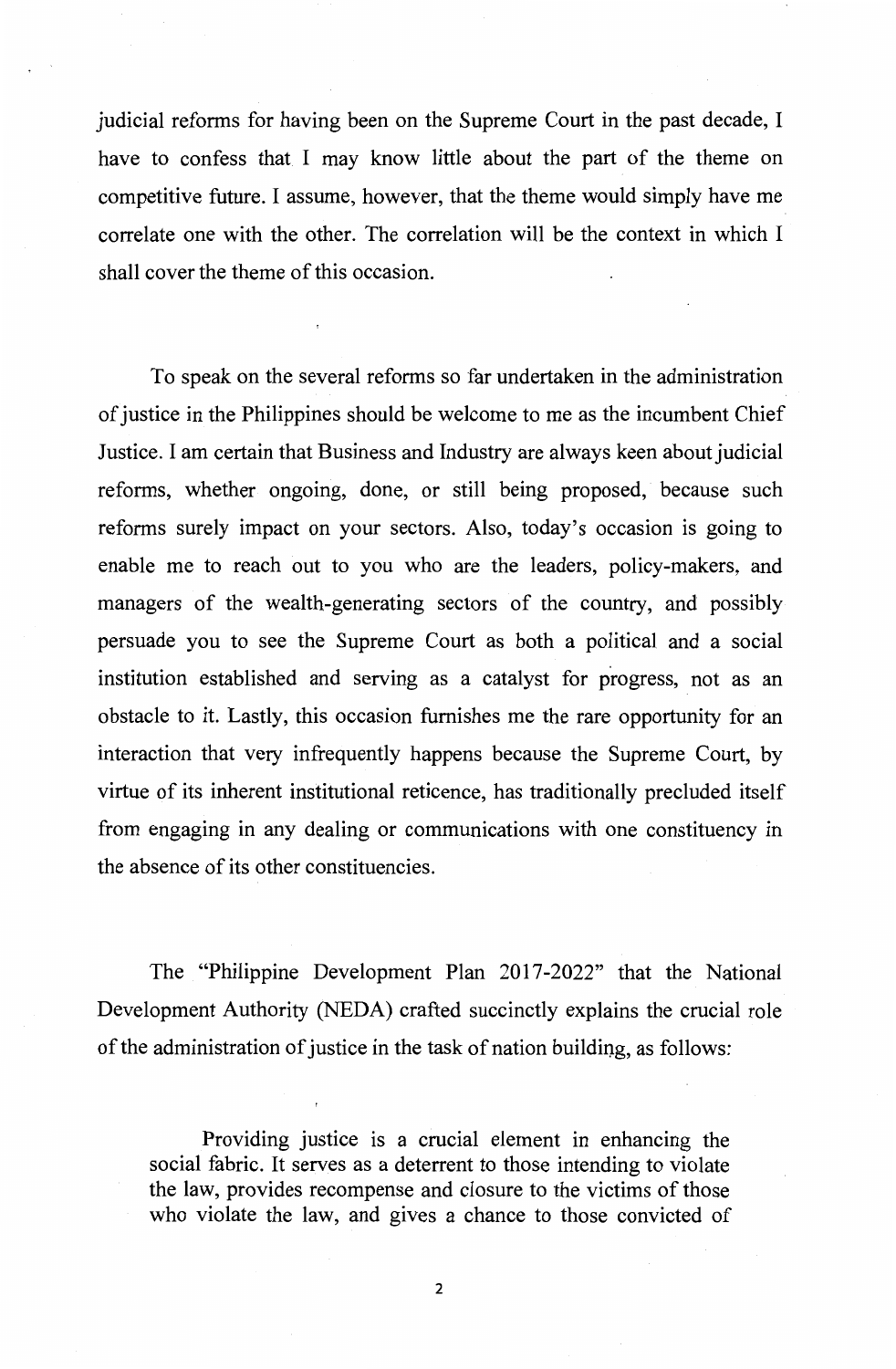judicial reforms for having been on the Supreme Court in the past decade, I have to confess that I may know little about the part of the theme on competitive future. I assume, however, that the theme would simply have me correlate one with the other. The correlation will be the context in which I shall cover the theme of this occasion.

To speak on the several reforms so far undertaken in the administration of justice in the Philippines should be welcome to me as the incumbent Chief Justice. I am certain that Business and Industry are always keen about judicial reforms, whether ongoing, done, or still being proposed, because such reforms surely impact on your sectors. Also, today's occasion is going to enable me to reach out to you who are the leaders, policy-makers, and managers of the wealth-generating sectors of the country, and possibly persuade you to see the Supreme Court as both a political and a social institution established and serving as a catalyst for progress, not as an obstacle to it. Lastly, this occasion furnishes me the rare opportunity for an interaction that very infrequently happens because the Supreme Court, by virtue of its inherent institutional reticence, has traditionally precluded itself from engaging in any dealing or communications with one constituency in the absence of its other constituencies.

The "Philippine Development Plan 2017-2022" that the National Development Authority (NEDA) crafted succinctly explains the crucial role of the administration of justice in the task of nation building, as follows:

> Providing justice is a crucial element in enhancing the social fabric. It serves as a deterrent to those intending to violate the law, provides recompense and closure to the victims of those who violate the law, and gives a chance to those convicted of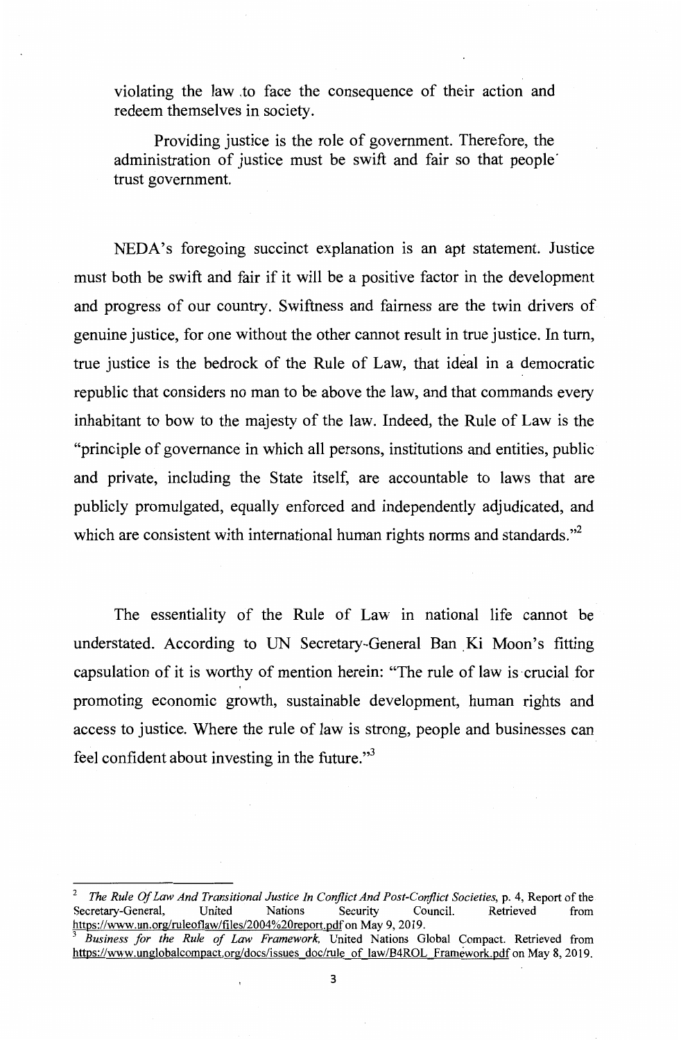violating the law to face the consequence of their action and redeem themselves in society.

Providing justice is the role of government. Therefore, the administration of justice must be swift and fair so that people' trust government.

NEDA's foregoing succinct explanation is an apt statement. Justice must both be swift and fair if it will be a positive factor in the development and progress of our country. Swiftness and fairness are the twin drivers of genuine justice, for one without the other cannot result in true justice. In turn, true justice is the bedrock of the Rule of Law, that ideal in a democratic republic that considers no man to be above the law, and that commands every inhabitant to bow to the majesty of the law. Indeed, the Rule of Law is the "principle of governance in which all persons, institutions and entities, public and private, including the State itself, are accountable to laws that are publicly promulgated, equally enforced and independently adjudicated, and which are consistent with international human rights norms and standards."[2]

The essentiality of the Rule of Law in national life cannot be understated. According to UN Secretary-General Ban Ki Moon's fitting capsulation of it is worthy of mention herein: "The rule of law is crucial for promoting economic growth, sustainable development, human rights and access to justice. Where the rule of law is strong, people and businesses can feel confident about investing in the future."[3]

---

[2] *The Rule Of Law And Transitional Justice In Conflict And Post-Conflict Societies*, p. 4, Report of the Secretary-General, United Nations Security Council. Retrieved from https://www.un.org/ruleoflaw/files/2004%20report.pdf on May 9, 2019.

[3] *Business for the Rule of Law Framework*, United Nations Global Compact. Retrieved from https://www.unglobalcompact.org/docs/issues_doc/rule_of_law/B4ROL_Framework.pdf on May 8, 2019.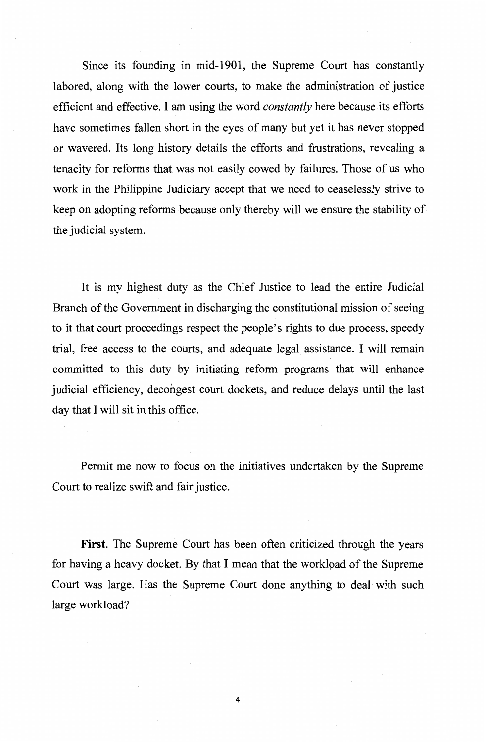Since its founding in mid-1901, the Supreme Court has constantly labored, along with the lower courts, to make the administration of justice efficient and effective. I am using the word *constantly* here because its efforts have sometimes fallen short in the eyes of many but yet it has never stopped or wavered. Its long history details the efforts and frustrations, revealing a tenacity for reforms that was not easily cowed by failures. Those of us who work in the Philippine Judiciary accept that we need to ceaselessly strive to keep on adopting reforms because only thereby will we ensure the stability of the judicial system.

It is my highest duty as the Chief Justice to lead the entire Judicial Branch of the Government in discharging the constitutional mission of seeing to it that court proceedings respect the people's rights to due process, speedy trial, free access to the courts, and adequate legal assistance. I will remain committed to this duty by initiating reform programs that will enhance judicial efficiency, decongest court dockets, and reduce delays until the last day that I will sit in this office.

Permit me now to focus on the initiatives undertaken by the Supreme Court to realize swift and fair justice.

**First**. The Supreme Court has been often criticized through the years for having a heavy docket. By that I mean that the workload of the Supreme Court was large. Has the Supreme Court done anything to deal with such large workload?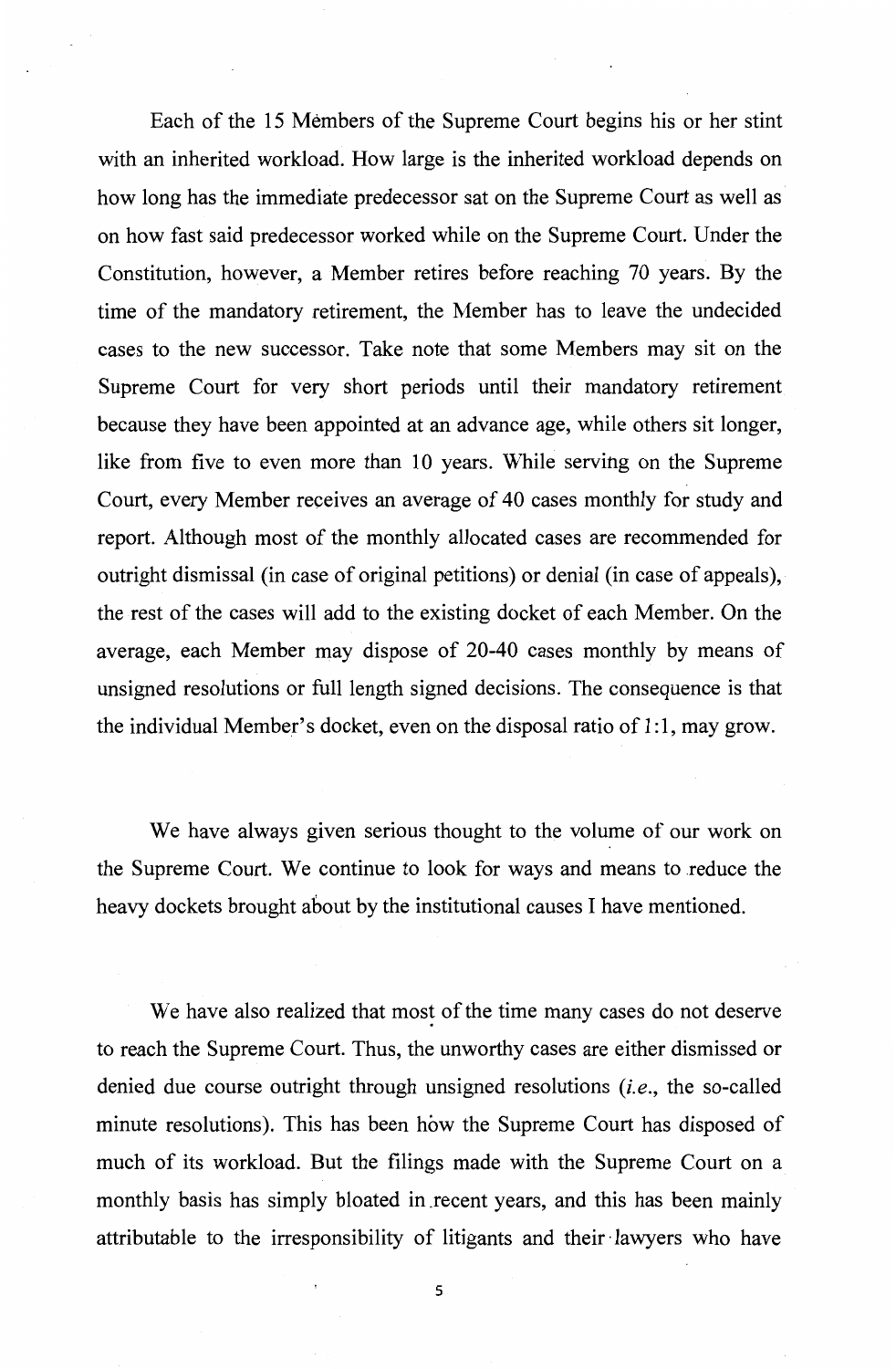Each of the 15 Members of the Supreme Court begins his or her stint with an inherited workload. How large is the inherited workload depends on how long has the immediate predecessor sat on the Supreme Court as well as on how fast said predecessor worked while on the Supreme Court. Under the Constitution, however, a Member retires before reaching 70 years. By the time of the mandatory retirement, the Member has to leave the undecided cases to the new successor. Take note that some Members may sit on the Supreme Court for very short periods until their mandatory retirement because they have been appointed at an advance age, while others sit longer, like from five to even more than 10 years. While serving on the Supreme Court, every Member receives an average of 40 cases monthly for study and report. Although most of the monthly allocated cases are recommended for outright dismissal (in case of original petitions) or denial (in case of appeals), the rest of the cases will add to the existing docket of each Member. On the average, each Member may dispose of 20-40 cases monthly by means of unsigned resolutions or full length signed decisions. The consequence is that the individual Member's docket, even on the disposal ratio of 1:1, may grow.

We have always given serious thought to the volume of our work on the Supreme Court. We continue to look for ways and means to reduce the heavy dockets brought about by the institutional causes I have mentioned.

We have also realized that most of the time many cases do not deserve to reach the Supreme Court. Thus, the unworthy cases are either dismissed or denied due course outright through unsigned resolutions (*i.e.*, the so-called minute resolutions). This has been how the Supreme Court has disposed of much of its workload. But the filings made with the Supreme Court on a monthly basis has simply bloated in recent years, and this has been mainly attributable to the irresponsibility of litigants and their lawyers who have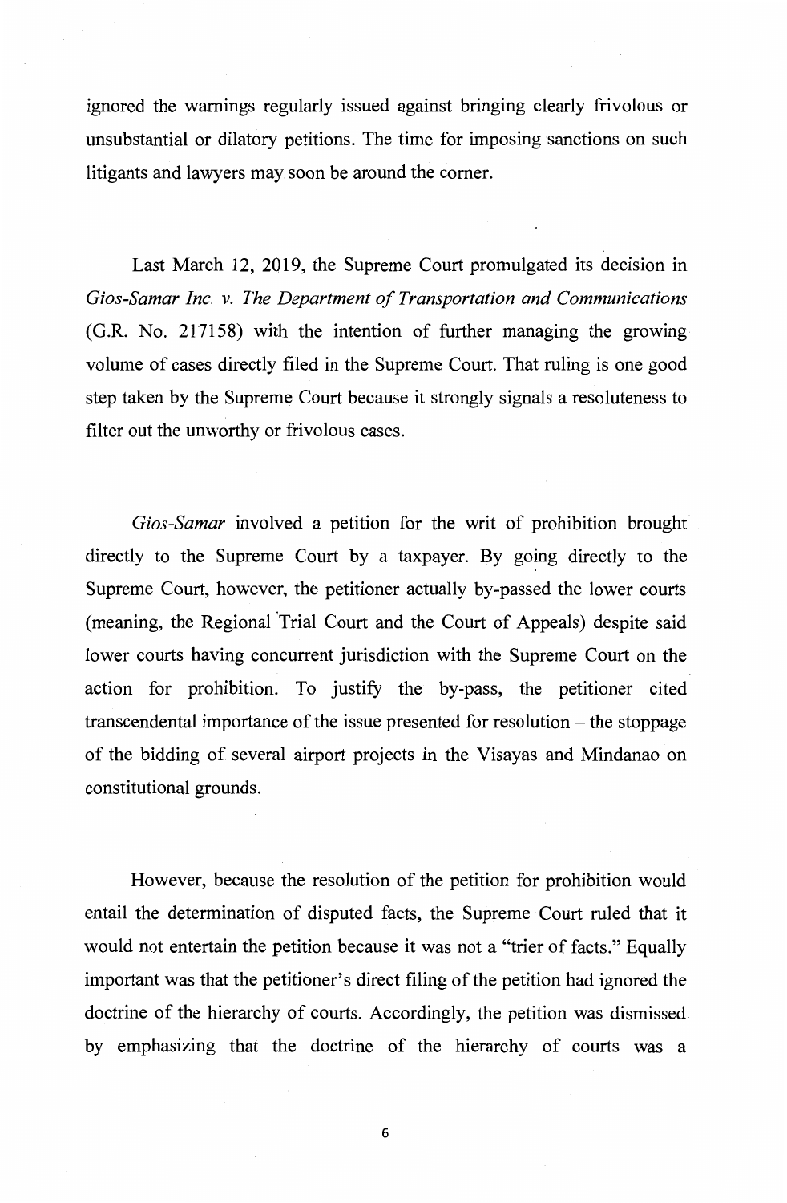ignored the warnings regularly issued against bringing clearly frivolous or unsubstantial or dilatory petitions. The time for imposing sanctions on such litigants and lawyers may soon be around the corner.

Last March 12, 2019, the Supreme Court promulgated its decision in *Gios-Samar Inc. v. The Department of Transportation and Communications* (G.R. No. 217158) with the intention of further managing the growing volume of cases directly filed in the Supreme Court. That ruling is one good step taken by the Supreme Court because it strongly signals a resoluteness to filter out the unworthy or frivolous cases.

*Gios-Samar* involved a petition for the writ of prohibition brought directly to the Supreme Court by a taxpayer. By going directly to the Supreme Court, however, the petitioner actually by-passed the lower courts (meaning, the Regional Trial Court and the Court of Appeals) despite said lower courts having concurrent jurisdiction with the Supreme Court on the action for prohibition. To justify the by-pass, the petitioner cited transcendental importance of the issue presented for resolution – the stoppage of the bidding of several airport projects in the Visayas and Mindanao on constitutional grounds.

However, because the resolution of the petition for prohibition would entail the determination of disputed facts, the Supreme Court ruled that it would not entertain the petition because it was not a "trier of facts." Equally important was that the petitioner's direct filing of the petition had ignored the doctrine of the hierarchy of courts. Accordingly, the petition was dismissed by emphasizing that the doctrine of the hierarchy of courts was a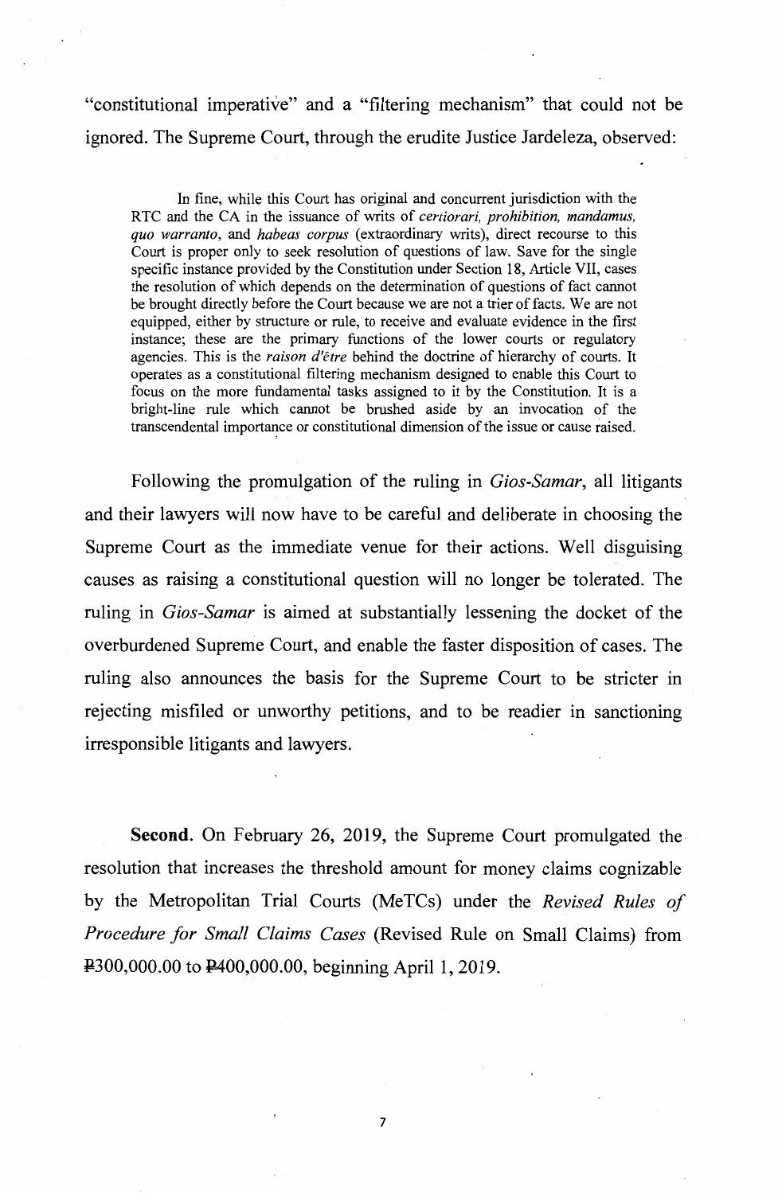"constitutional imperative" and a "filtering mechanism" that could not be ignored. The Supreme Court, through the erudite Justice Jardeleza, observed:

> In fine, while this Court has original and concurrent jurisdiction with the RTC and the CA in the issuance of writs of *certiorari, prohibition, mandamus, quo warranto*, and *habeas corpus* (extraordinary writs), direct recourse to this Court is proper only to seek resolution of questions of law. Save for the single specific instance provided by the Constitution under Section 18, Article VII, cases the resolution of which depends on the determination of questions of fact cannot be brought directly before the Court because we are not a trier of facts. We are not equipped, either by structure or rule, to receive and evaluate evidence in the first instance; these are the primary functions of the lower courts or regulatory agencies. This is the *raison d'être* behind the doctrine of hierarchy of courts. It operates as a constitutional filtering mechanism designed to enable this Court to focus on the more fundamental tasks assigned to it by the Constitution. It is a bright-line rule which cannot be brushed aside by an invocation of the transcendental importance or constitutional dimension of the issue or cause raised.

Following the promulgation of the ruling in *Gios-Samar*, all litigants and their lawyers will now have to be careful and deliberate in choosing the Supreme Court as the immediate venue for their actions. Well disguising causes as raising a constitutional question will no longer be tolerated. The ruling in *Gios-Samar* is aimed at substantially lessening the docket of the overburdened Supreme Court, and enable the faster disposition of cases. The ruling also announces the basis for the Supreme Court to be stricter in rejecting misfiled or unworthy petitions, and to be readier in sanctioning irresponsible litigants and lawyers.

**Second.** On February 26, 2019, the Supreme Court promulgated the resolution that increases the threshold amount for money claims cognizable by the Metropolitan Trial Courts (MeTCs) under the *Revised Rules of Procedure for Small Claims Cases* (Revised Rule on Small Claims) from ₱300,000.00 to ₱400,000.00, beginning April 1, 2019.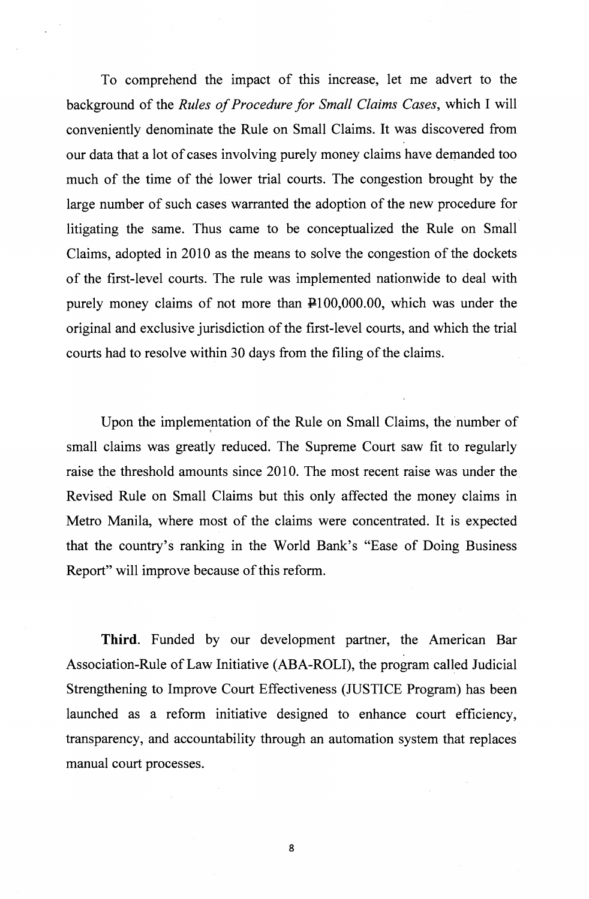To comprehend the impact of this increase, let me advert to the background of the *Rules of Procedure for Small Claims Cases*, which I will conveniently denominate the Rule on Small Claims. It was discovered from our data that a lot of cases involving purely money claims have demanded too much of the time of the lower trial courts. The congestion brought by the large number of such cases warranted the adoption of the new procedure for litigating the same. Thus came to be conceptualized the Rule on Small Claims, adopted in 2010 as the means to solve the congestion of the dockets of the first-level courts. The rule was implemented nationwide to deal with purely money claims of not more than ₱100,000.00, which was under the original and exclusive jurisdiction of the first-level courts, and which the trial courts had to resolve within 30 days from the filing of the claims.

Upon the implementation of the Rule on Small Claims, the number of small claims was greatly reduced. The Supreme Court saw fit to regularly raise the threshold amounts since 2010. The most recent raise was under the Revised Rule on Small Claims but this only affected the money claims in Metro Manila, where most of the claims were concentrated. It is expected that the country's ranking in the World Bank's "Ease of Doing Business Report" will improve because of this reform.

**Third**. Funded by our development partner, the American Bar Association-Rule of Law Initiative (ABA-ROLI), the program called Judicial Strengthening to Improve Court Effectiveness (JUSTICE Program) has been launched as a reform initiative designed to enhance court efficiency, transparency, and accountability through an automation system that replaces manual court processes.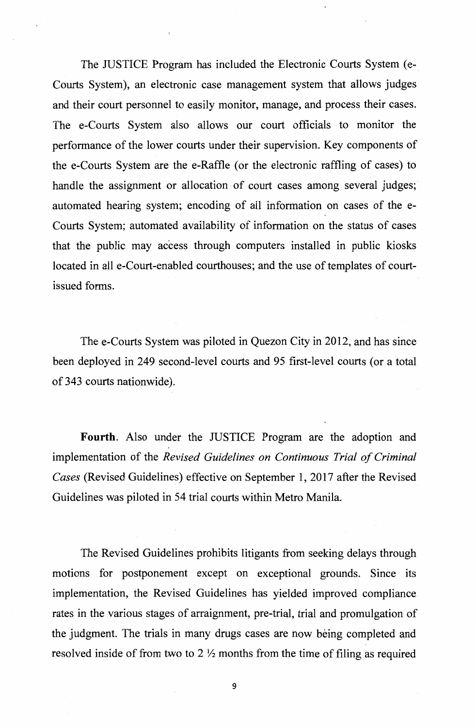The JUSTICE Program has included the Electronic Courts System (e-Courts System), an electronic case management system that allows judges and their court personnel to easily monitor, manage, and process their cases. The e-Courts System also allows our court officials to monitor the performance of the lower courts under their supervision. Key components of the e-Courts System are the e-Raffle (or the electronic raffling of cases) to handle the assignment or allocation of court cases among several judges; automated hearing system; encoding of all information on cases of the e-Courts System; automated availability of information on the status of cases that the public may access through computers installed in public kiosks located in all e-Court-enabled courthouses; and the use of templates of court-issued forms.

The e-Courts System was piloted in Quezon City in 2012, and has since been deployed in 249 second-level courts and 95 first-level courts (or a total of 343 courts nationwide).

**Fourth**. Also under the JUSTICE Program are the adoption and implementation of the *Revised Guidelines on Continuous Trial of Criminal Cases* (Revised Guidelines) effective on September 1, 2017 after the Revised Guidelines was piloted in 54 trial courts within Metro Manila.

The Revised Guidelines prohibits litigants from seeking delays through motions for postponement except on exceptional grounds. Since its implementation, the Revised Guidelines has yielded improved compliance rates in the various stages of arraignment, pre-trial, trial and promulgation of the judgment. The trials in many drugs cases are now being completed and resolved inside of from two to 2 ½ months from the time of filing as required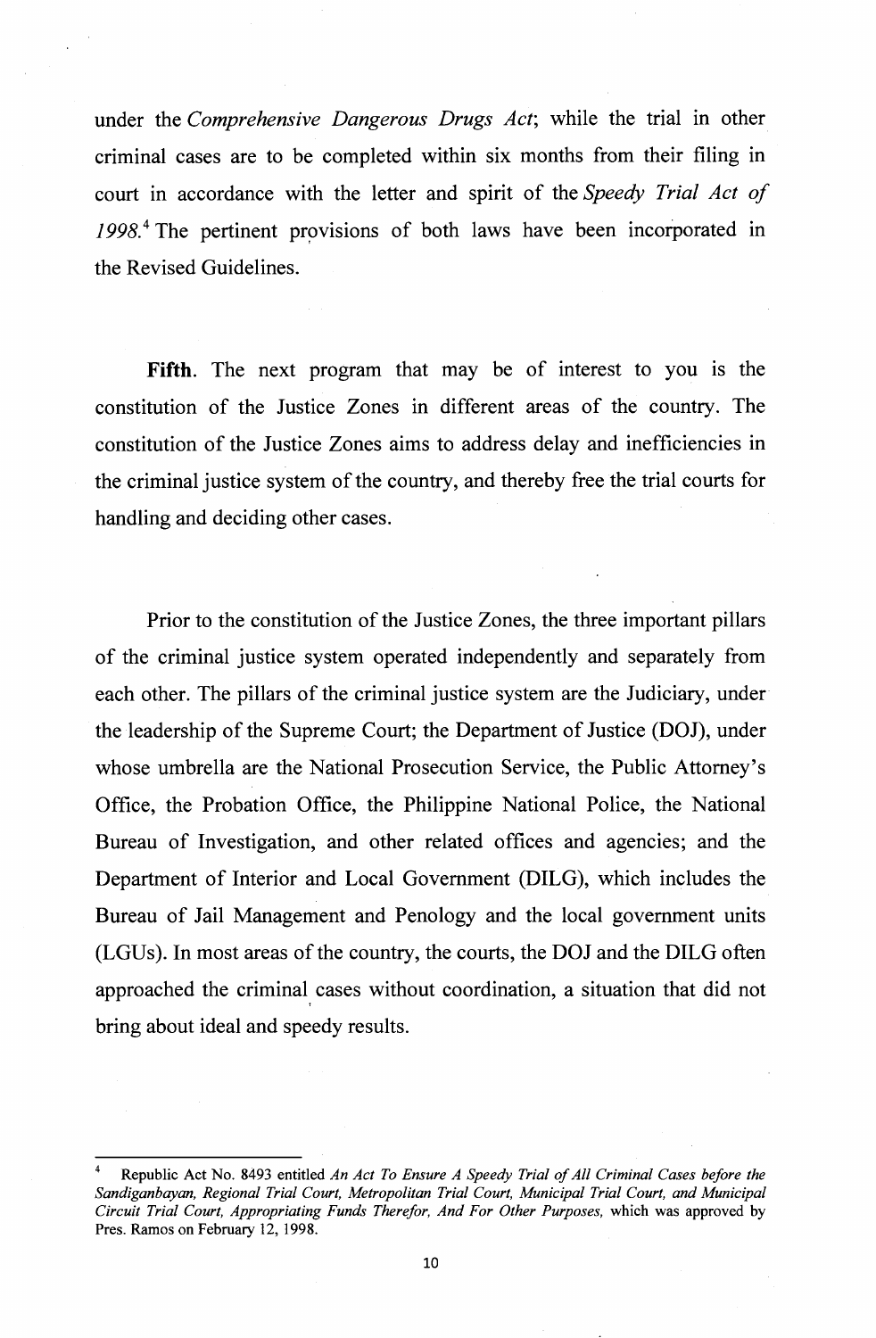under the *Comprehensive Dangerous Drugs Act*; while the trial in other criminal cases are to be completed within six months from their filing in court in accordance with the letter and spirit of the *Speedy Trial Act of 1998*.[4] The pertinent provisions of both laws have been incorporated in the Revised Guidelines.

**Fifth**. The next program that may be of interest to you is the constitution of the Justice Zones in different areas of the country. The constitution of the Justice Zones aims to address delay and inefficiencies in the criminal justice system of the country, and thereby free the trial courts for handling and deciding other cases.

Prior to the constitution of the Justice Zones, the three important pillars of the criminal justice system operated independently and separately from each other. The pillars of the criminal justice system are the Judiciary, under the leadership of the Supreme Court; the Department of Justice (DOJ), under whose umbrella are the National Prosecution Service, the Public Attorney's Office, the Probation Office, the Philippine National Police, the National Bureau of Investigation, and other related offices and agencies; and the Department of Interior and Local Government (DILG), which includes the Bureau of Jail Management and Penology and the local government units (LGUs). In most areas of the country, the courts, the DOJ and the DILG often approached the criminal cases without coordination, a situation that did not bring about ideal and speedy results.

---

[4] Republic Act No. 8493 entitled *An Act To Ensure A Speedy Trial of All Criminal Cases before the Sandiganbayan, Regional Trial Court, Metropolitan Trial Court, Municipal Trial Court, and Municipal Circuit Trial Court, Appropriating Funds Therefor, And For Other Purposes,* which was approved by Pres. Ramos on February 12, 1998.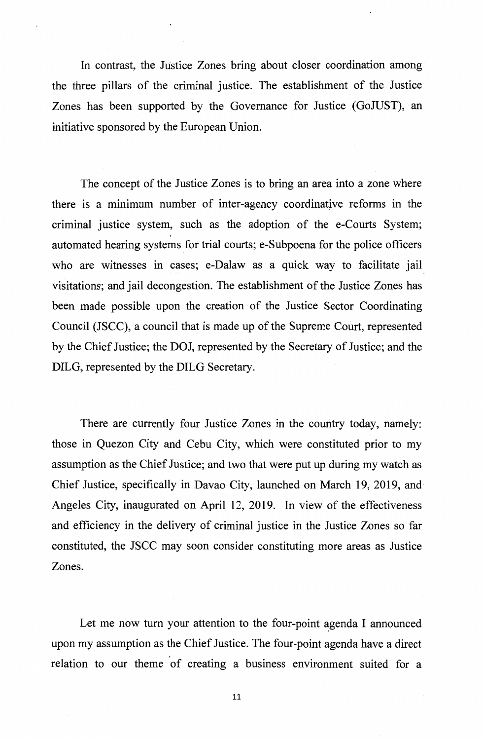In contrast, the Justice Zones bring about closer coordination among the three pillars of the criminal justice. The establishment of the Justice Zones has been supported by the Governance for Justice (GoJUST), an initiative sponsored by the European Union.

The concept of the Justice Zones is to bring an area into a zone where there is a minimum number of inter-agency coordinative reforms in the criminal justice system, such as the adoption of the e-Courts System; automated hearing systems for trial courts; e-Subpoena for the police officers who are witnesses in cases; e-Dalaw as a quick way to facilitate jail visitations; and jail decongestion. The establishment of the Justice Zones has been made possible upon the creation of the Justice Sector Coordinating Council (JSCC), a council that is made up of the Supreme Court, represented by the Chief Justice; the DOJ, represented by the Secretary of Justice; and the DILG, represented by the DILG Secretary.

There are currently four Justice Zones in the country today, namely: those in Quezon City and Cebu City, which were constituted prior to my assumption as the Chief Justice; and two that were put up during my watch as Chief Justice, specifically in Davao City, launched on March 19, 2019, and Angeles City, inaugurated on April 12, 2019. In view of the effectiveness and efficiency in the delivery of criminal justice in the Justice Zones so far constituted, the JSCC may soon consider constituting more areas as Justice Zones.

Let me now turn your attention to the four-point agenda I announced upon my assumption as the Chief Justice. The four-point agenda have a direct relation to our theme of creating a business environment suited for a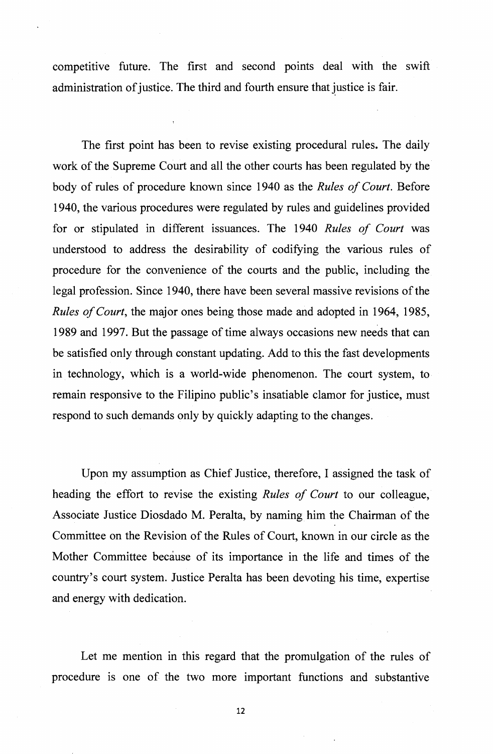competitive future. The first and second points deal with the swift administration of justice. The third and fourth ensure that justice is fair.

The first point has been to revise existing procedural rules. The daily work of the Supreme Court and all the other courts has been regulated by the body of rules of procedure known since 1940 as the *Rules of Court*. Before 1940, the various procedures were regulated by rules and guidelines provided for or stipulated in different issuances. The 1940 *Rules of Court* was understood to address the desirability of codifying the various rules of procedure for the convenience of the courts and the public, including the legal profession. Since 1940, there have been several massive revisions of the *Rules of Court*, the major ones being those made and adopted in 1964, 1985, 1989 and 1997. But the passage of time always occasions new needs that can be satisfied only through constant updating. Add to this the fast developments in technology, which is a world-wide phenomenon. The court system, to remain responsive to the Filipino public's insatiable clamor for justice, must respond to such demands only by quickly adapting to the changes.

Upon my assumption as Chief Justice, therefore, I assigned the task of heading the effort to revise the existing *Rules of Court* to our colleague, Associate Justice Diosdado M. Peralta, by naming him the Chairman of the Committee on the Revision of the Rules of Court, known in our circle as the Mother Committee because of its importance in the life and times of the country's court system. Justice Peralta has been devoting his time, expertise and energy with dedication.

Let me mention in this regard that the promulgation of the rules of procedure is one of the two more important functions and substantive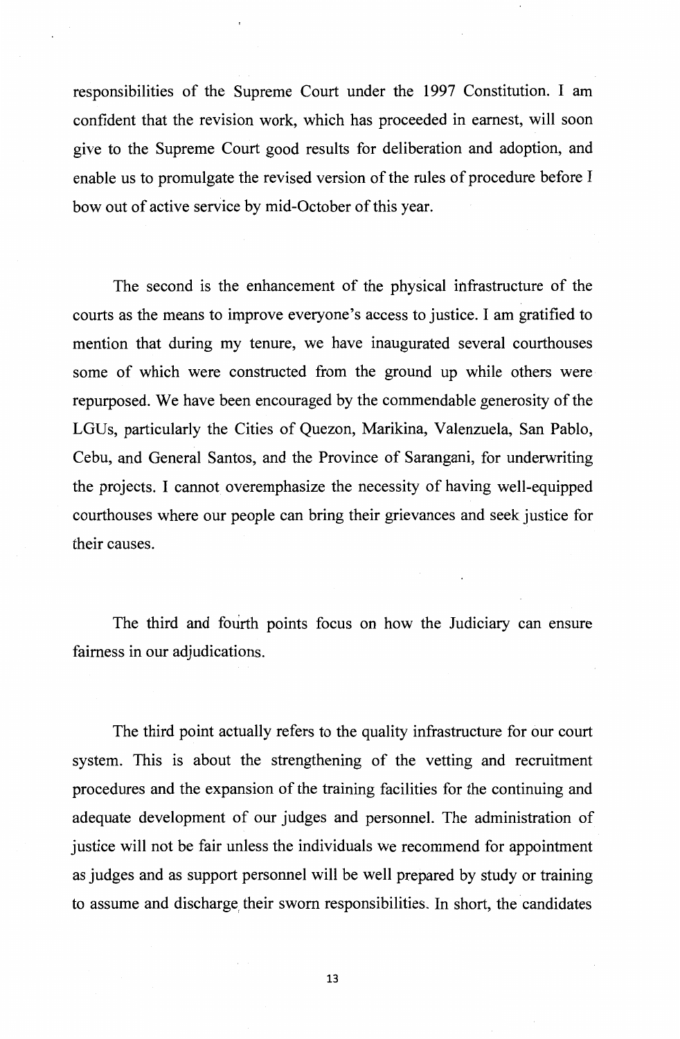responsibilities of the Supreme Court under the 1997 Constitution. I am confident that the revision work, which has proceeded in earnest, will soon give to the Supreme Court good results for deliberation and adoption, and enable us to promulgate the revised version of the rules of procedure before I bow out of active service by mid-October of this year.

The second is the enhancement of the physical infrastructure of the courts as the means to improve everyone's access to justice. I am gratified to mention that during my tenure, we have inaugurated several courthouses some of which were constructed from the ground up while others were repurposed. We have been encouraged by the commendable generosity of the LGUs, particularly the Cities of Quezon, Marikina, Valenzuela, San Pablo, Cebu, and General Santos, and the Province of Sarangani, for underwriting the projects. I cannot overemphasize the necessity of having well-equipped courthouses where our people can bring their grievances and seek justice for their causes.

The third and fourth points focus on how the Judiciary can ensure fairness in our adjudications.

The third point actually refers to the quality infrastructure for our court system. This is about the strengthening of the vetting and recruitment procedures and the expansion of the training facilities for the continuing and adequate development of our judges and personnel. The administration of justice will not be fair unless the individuals we recommend for appointment as judges and as support personnel will be well prepared by study or training to assume and discharge their sworn responsibilities. In short, the candidates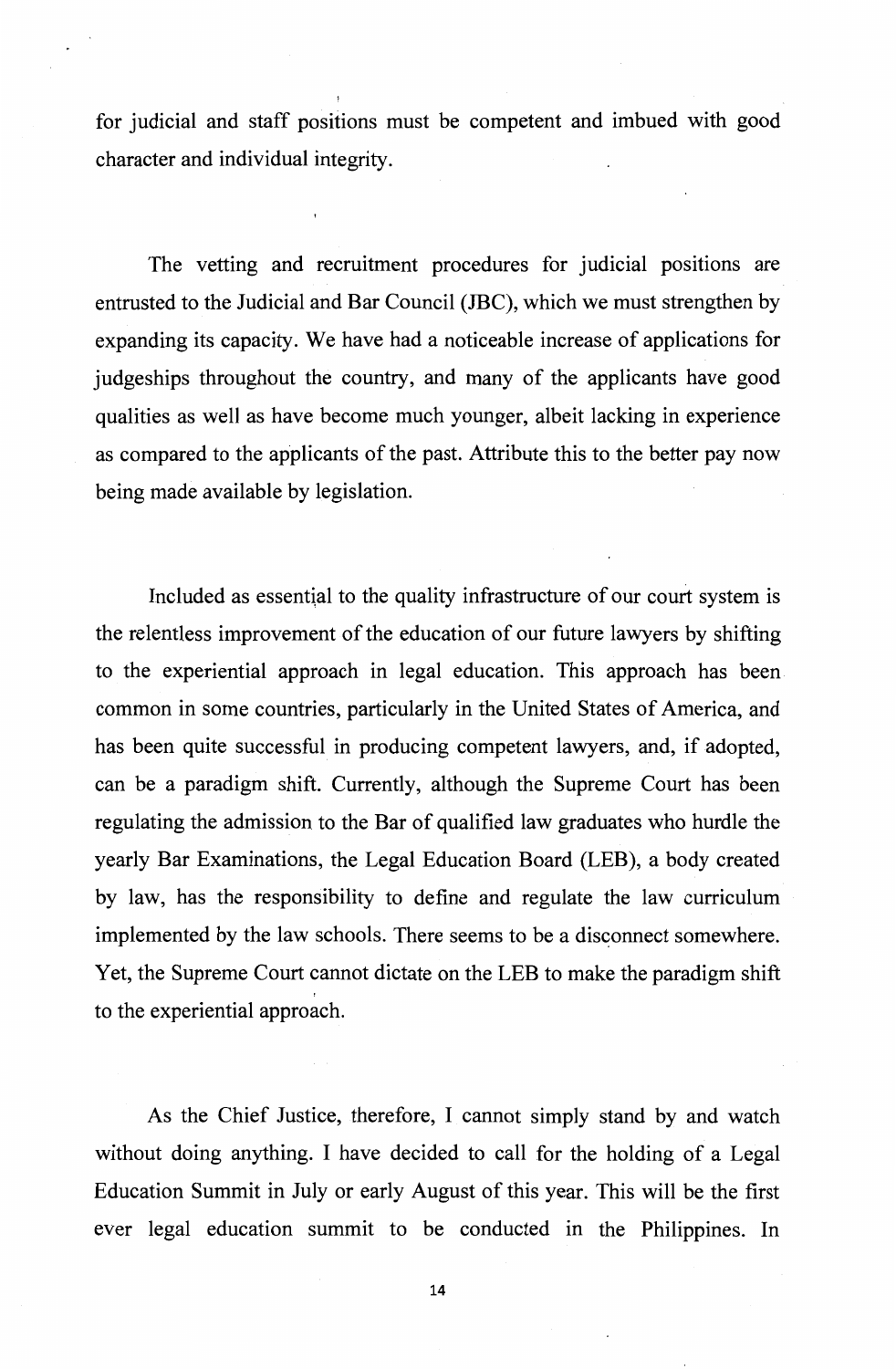for judicial and staff positions must be competent and imbued with good character and individual integrity.

The vetting and recruitment procedures for judicial positions are entrusted to the Judicial and Bar Council (JBC), which we must strengthen by expanding its capacity. We have had a noticeable increase of applications for judgeships throughout the country, and many of the applicants have good qualities as well as have become much younger, albeit lacking in experience as compared to the applicants of the past. Attribute this to the better pay now being made available by legislation.

Included as essential to the quality infrastructure of our court system is the relentless improvement of the education of our future lawyers by shifting to the experiential approach in legal education. This approach has been common in some countries, particularly in the United States of America, and has been quite successful in producing competent lawyers, and, if adopted, can be a paradigm shift. Currently, although the Supreme Court has been regulating the admission to the Bar of qualified law graduates who hurdle the yearly Bar Examinations, the Legal Education Board (LEB), a body created by law, has the responsibility to define and regulate the law curriculum implemented by the law schools. There seems to be a disconnect somewhere. Yet, the Supreme Court cannot dictate on the LEB to make the paradigm shift to the experiential approach.

As the Chief Justice, therefore, I cannot simply stand by and watch without doing anything. I have decided to call for the holding of a Legal Education Summit in July or early August of this year. This will be the first ever legal education summit to be conducted in the Philippines. In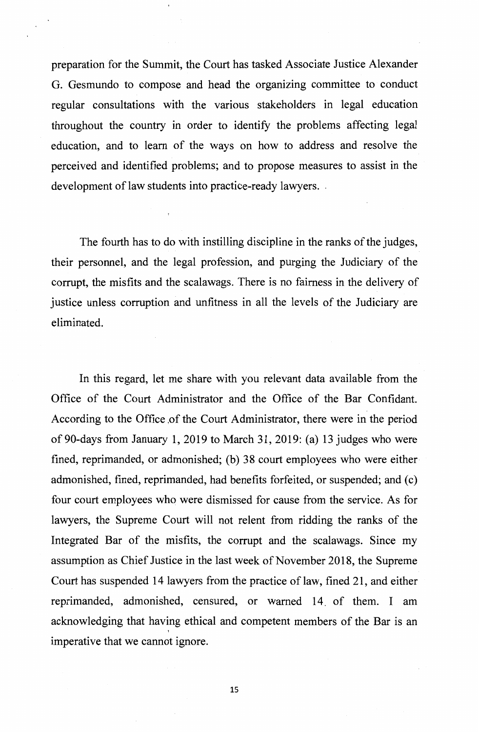preparation for the Summit, the Court has tasked Associate Justice Alexander G. Gesmundo to compose and head the organizing committee to conduct regular consultations with the various stakeholders in legal education throughout the country in order to identify the problems affecting legal education, and to learn of the ways on how to address and resolve the perceived and identified problems; and to propose measures to assist in the development of law students into practice-ready lawyers.

The fourth has to do with instilling discipline in the ranks of the judges, their personnel, and the legal profession, and purging the Judiciary of the corrupt, the misfits and the scalawags. There is no fairness in the delivery of justice unless corruption and unfitness in all the levels of the Judiciary are eliminated.

In this regard, let me share with you relevant data available from the Office of the Court Administrator and the Office of the Bar Confidant. According to the Office of the Court Administrator, there were in the period of 90-days from January 1, 2019 to March 31, 2019: (a) 13 judges who were fined, reprimanded, or admonished; (b) 38 court employees who were either admonished, fined, reprimanded, had benefits forfeited, or suspended; and (c) four court employees who were dismissed for cause from the service. As for lawyers, the Supreme Court will not relent from ridding the ranks of the Integrated Bar of the misfits, the corrupt and the scalawags. Since my assumption as Chief Justice in the last week of November 2018, the Supreme Court has suspended 14 lawyers from the practice of law, fined 21, and either reprimanded, admonished, censured, or warned 14 of them. I am acknowledging that having ethical and competent members of the Bar is an imperative that we cannot ignore.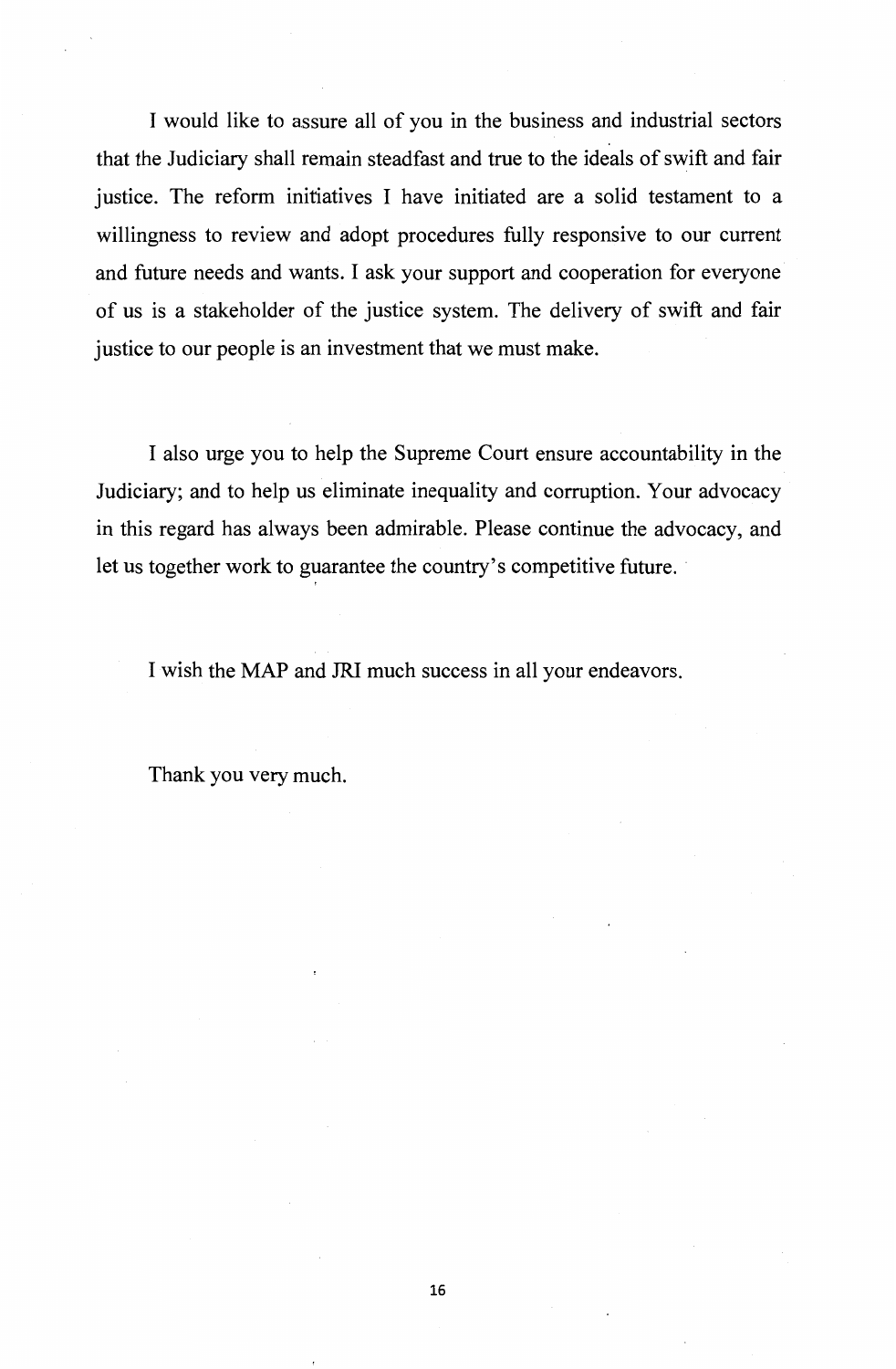I would like to assure all of you in the business and industrial sectors that the Judiciary shall remain steadfast and true to the ideals of swift and fair justice. The reform initiatives I have initiated are a solid testament to a willingness to review and adopt procedures fully responsive to our current and future needs and wants. I ask your support and cooperation for everyone of us is a stakeholder of the justice system. The delivery of swift and fair justice to our people is an investment that we must make.

I also urge you to help the Supreme Court ensure accountability in the Judiciary; and to help us eliminate inequality and corruption. Your advocacy in this regard has always been admirable. Please continue the advocacy, and let us together work to guarantee the country's competitive future.

I wish the MAP and JRI much success in all your endeavors.

Thank you very much.